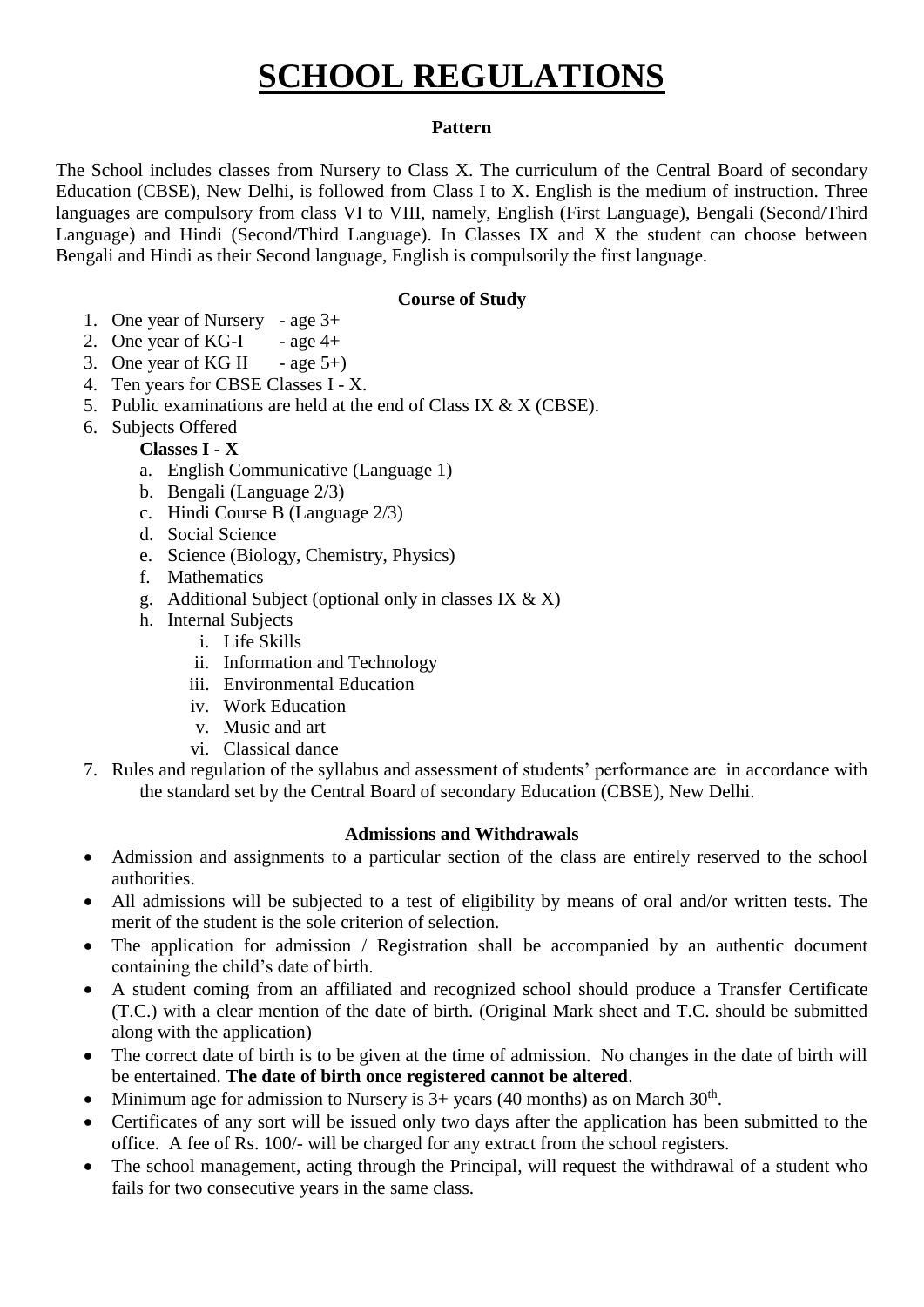# SCHOOL REGULATIONS

### Pattern

The School includes classes from Nursery to Class X. The curriculum of the Central Board of secondary Education (CBSE), New Delhi, is followed from Class I to X. English is the medium of instruction. Three languages are compulsory from class VI to VIII, namely, English (First Language), Bengali (Second/Third Language) and Hindi (Second/Third Language). In Classes IX and X the student can choose between Bengali and Hindi as their Second language, English is compulsorily the first language.

### Course of Study

1. One year of Nursery - age 3+
2. One year of KG-I - age 4+
3. One year of KG II - age 5+)
4. Ten years for CBSE Classes I - X.
5. Public examinations are held at the end of Class IX & X (CBSE).
6. Subjects Offered

   **Classes I - X**

   a. English Communicative (Language 1)
   b. Bengali (Language 2/3)
   c. Hindi Course B (Language 2/3)
   d. Social Science
   e. Science (Biology, Chemistry, Physics)
   f. Mathematics
   g. Additional Subject (optional only in classes IX & X)
   h. Internal Subjects
      i. Life Skills
      ii. Information and Technology
      iii. Environmental Education
      iv. Work Education
      v. Music and art
      vi. Classical dance
7. Rules and regulation of the syllabus and assessment of students' performance are in accordance with the standard set by the Central Board of secondary Education (CBSE), New Delhi.

### Admissions and Withdrawals

- Admission and assignments to a particular section of the class are entirely reserved to the school authorities.
- All admissions will be subjected to a test of eligibility by means of oral and/or written tests. The merit of the student is the sole criterion of selection.
- The application for admission / Registration shall be accompanied by an authentic document containing the child's date of birth.
- A student coming from an affiliated and recognized school should produce a Transfer Certificate (T.C.) with a clear mention of the date of birth. (Original Mark sheet and T.C. should be submitted along with the application)
- The correct date of birth is to be given at the time of admission. No changes in the date of birth will be entertained. **The date of birth once registered cannot be altered**.
- Minimum age for admission to Nursery is 3+ years (40 months) as on March 30th.
- Certificates of any sort will be issued only two days after the application has been submitted to the office. A fee of Rs. 100/- will be charged for any extract from the school registers.
- The school management, acting through the Principal, will request the withdrawal of a student who fails for two consecutive years in the same class.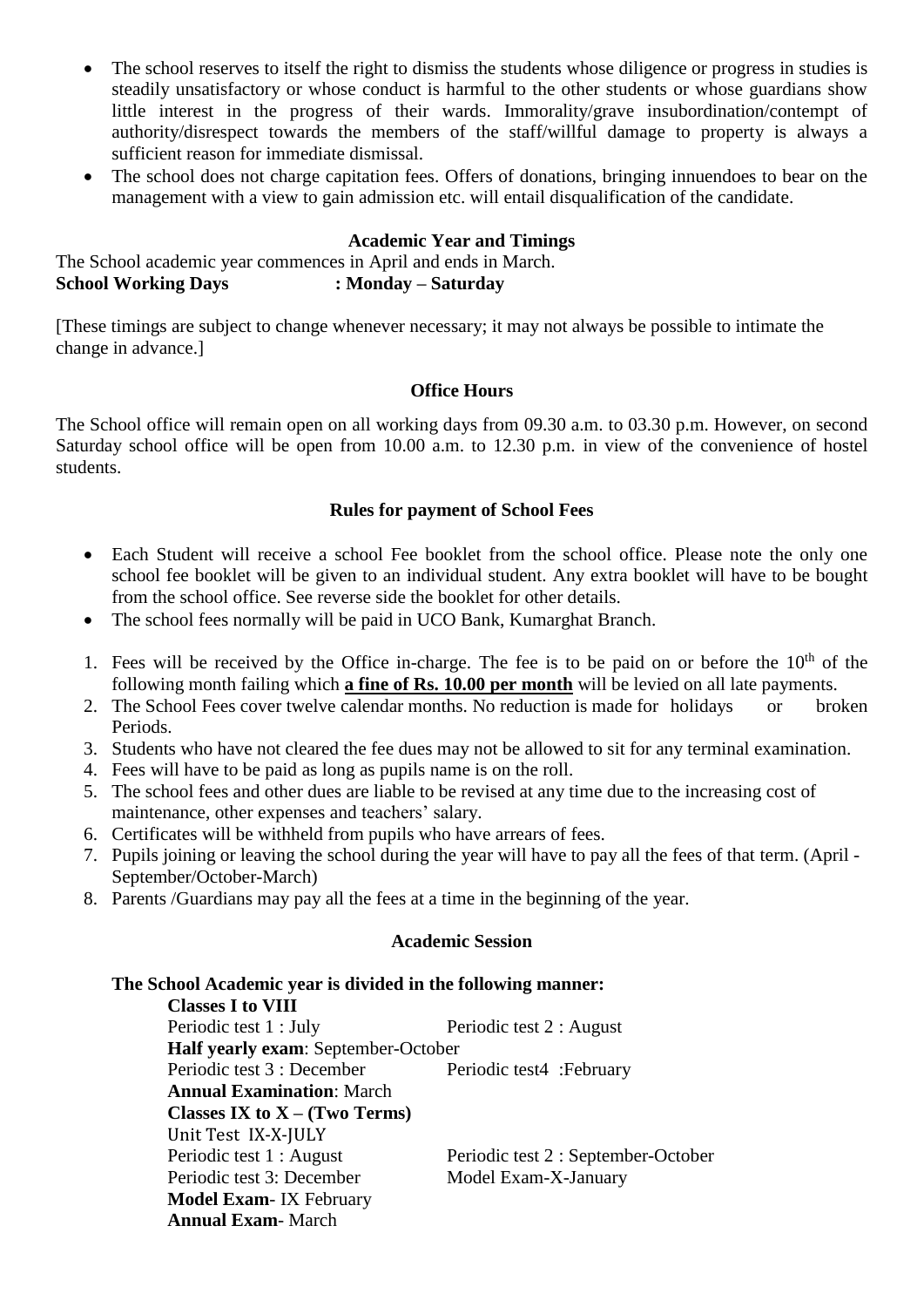- The school reserves to itself the right to dismiss the students whose diligence or progress in studies is steadily unsatisfactory or whose conduct is harmful to the other students or whose guardians show little interest in the progress of their wards. Immorality/grave insubordination/contempt of authority/disrespect towards the members of the staff/willful damage to property is always a sufficient reason for immediate dismissal.
- The school does not charge capitation fees. Offers of donations, bringing innuendoes to bear on the management with a view to gain admission etc. will entail disqualification of the candidate.

### Academic Year and Timings

The School academic year commences in April and ends in March.
**School Working Days : Monday – Saturday**

[These timings are subject to change whenever necessary; it may not always be possible to intimate the change in advance.]

### Office Hours

The School office will remain open on all working days from 09.30 a.m. to 03.30 p.m. However, on second Saturday school office will be open from 10.00 a.m. to 12.30 p.m. in view of the convenience of hostel students.

### Rules for payment of School Fees

- Each Student will receive a school Fee booklet from the school office. Please note the only one school fee booklet will be given to an individual student. Any extra booklet will have to be bought from the school office. See reverse side the booklet for other details.
- The school fees normally will be paid in UCO Bank, Kumarghat Branch.

1. Fees will be received by the Office in-charge. The fee is to be paid on or before the 10th of the following month failing which **a fine of Rs. 10.00 per month** will be levied on all late payments.
2. The School Fees cover twelve calendar months. No reduction is made for holidays or broken Periods.
3. Students who have not cleared the fee dues may not be allowed to sit for any terminal examination.
4. Fees will have to be paid as long as pupils name is on the roll.
5. The school fees and other dues are liable to be revised at any time due to the increasing cost of maintenance, other expenses and teachers' salary.
6. Certificates will be withheld from pupils who have arrears of fees.
7. Pupils joining or leaving the school during the year will have to pay all the fees of that term. (April - September/October-March)
8. Parents /Guardians may pay all the fees at a time in the beginning of the year.

### Academic Session

**The School Academic year is divided in the following manner:**

**Classes I to VIII**

Periodic test 1 : July — Periodic test 2 : August

**Half yearly exam**: September-October

Periodic test 3 : December — Periodic test4 :February

**Annual Examination**: March

**Classes IX to X – (Two Terms)**

Unit Test IX-X-JULY

Periodic test 1 : August — Periodic test 2 : September-October

Periodic test 3: December — Model Exam-X-January

**Model Exam**- IX February

**Annual Exam**- March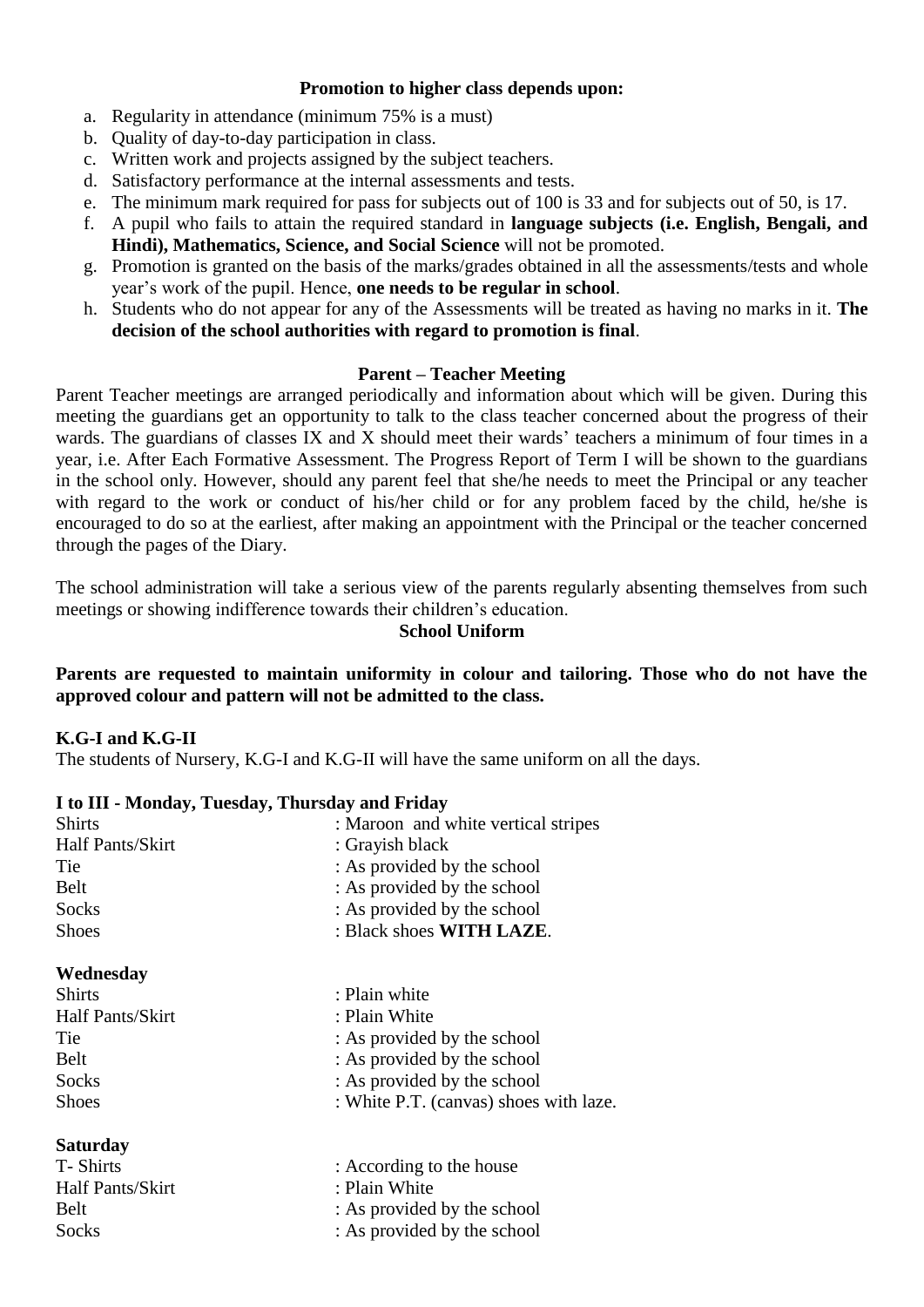### Promotion to higher class depends upon:

a. Regularity in attendance (minimum 75% is a must)
b. Quality of day-to-day participation in class.
c. Written work and projects assigned by the subject teachers.
d. Satisfactory performance at the internal assessments and tests.
e. The minimum mark required for pass for subjects out of 100 is 33 and for subjects out of 50, is 17.
f. A pupil who fails to attain the required standard in **language subjects (i.e. English, Bengali, and Hindi), Mathematics, Science, and Social Science** will not be promoted.
g. Promotion is granted on the basis of the marks/grades obtained in all the assessments/tests and whole year's work of the pupil. Hence, **one needs to be regular in school**.
h. Students who do not appear for any of the Assessments will be treated as having no marks in it. **The decision of the school authorities with regard to promotion is final**.

### Parent – Teacher Meeting

Parent Teacher meetings are arranged periodically and information about which will be given. During this meeting the guardians get an opportunity to talk to the class teacher concerned about the progress of their wards. The guardians of classes IX and X should meet their wards' teachers a minimum of four times in a year, i.e. After Each Formative Assessment. The Progress Report of Term I will be shown to the guardians in the school only. However, should any parent feel that she/he needs to meet the Principal or any teacher with regard to the work or conduct of his/her child or for any problem faced by the child, he/she is encouraged to do so at the earliest, after making an appointment with the Principal or the teacher concerned through the pages of the Diary.

The school administration will take a serious view of the parents regularly absenting themselves from such meetings or showing indifference towards their children's education.

### School Uniform

**Parents are requested to maintain uniformity in colour and tailoring. Those who do not have the approved colour and pattern will not be admitted to the class.**

**K.G-I and K.G-II**

The students of Nursery, K.G-I and K.G-II will have the same uniform on all the days.

**I to III - Monday, Tuesday, Thursday and Friday**

Shirts : Maroon and white vertical stripes
Half Pants/Skirt : Grayish black
Tie : As provided by the school
Belt : As provided by the school
Socks : As provided by the school
Shoes : Black shoes **WITH LAZE**.

**Wednesday**

Shirts : Plain white
Half Pants/Skirt : Plain White
Tie : As provided by the school
Belt : As provided by the school
Socks : As provided by the school
Shoes : White P.T. (canvas) shoes with laze.

**Saturday**

T- Shirts : According to the house
Half Pants/Skirt : Plain White
Belt : As provided by the school
Socks : As provided by the school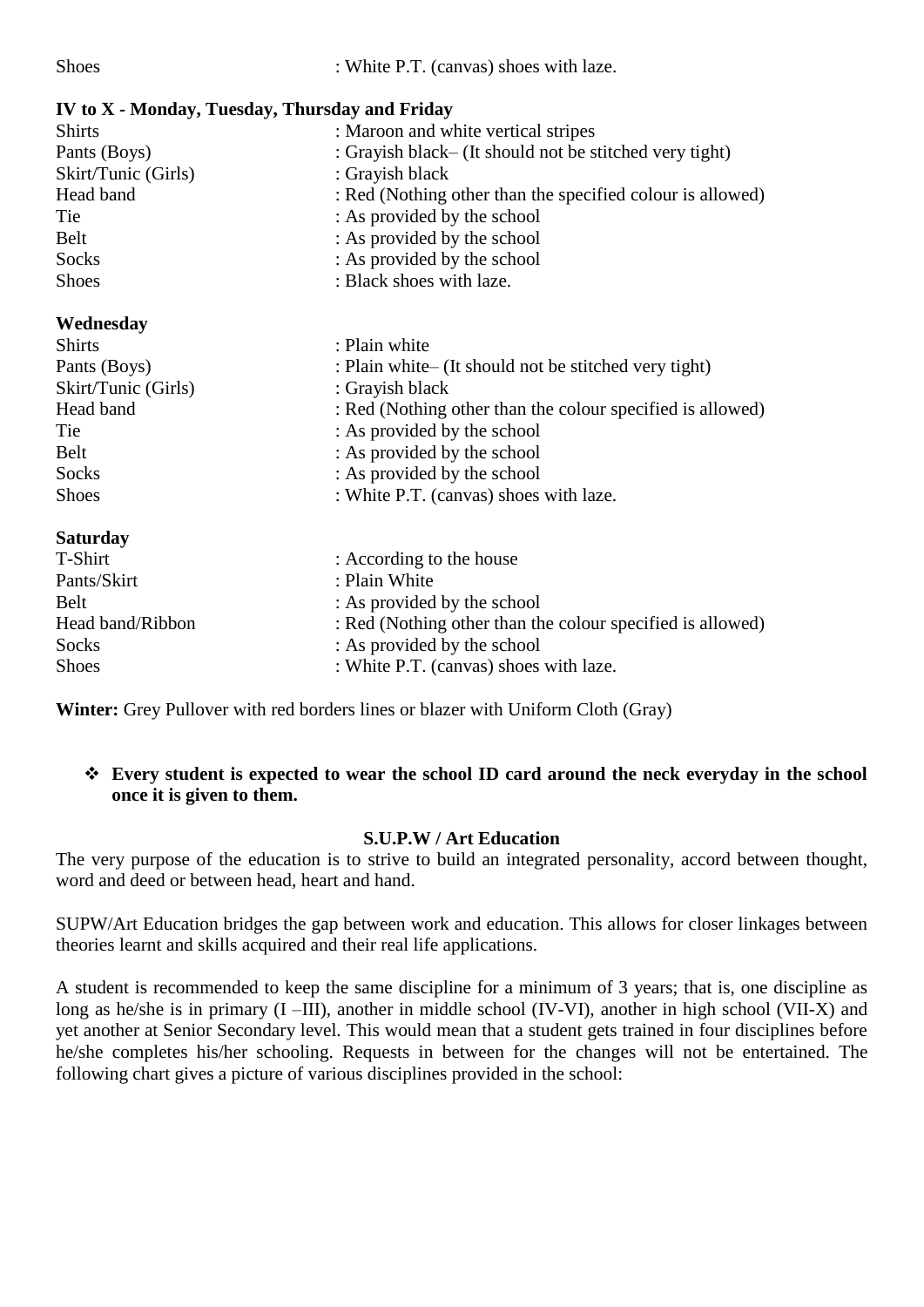Shoes : White P.T. (canvas) shoes with laze.

**IV to X - Monday, Tuesday, Thursday and Friday**

| | |
|---|---|
| Shirts | : Maroon and white vertical stripes |
| Pants (Boys) | : Grayish black– (It should not be stitched very tight) |
| Skirt/Tunic (Girls) | : Grayish black |
| Head band | : Red (Nothing other than the specified colour is allowed) |
| Tie | : As provided by the school |
| Belt | : As provided by the school |
| Socks | : As provided by the school |
| Shoes | : Black shoes with laze. |

**Wednesday**

| | |
|---|---|
| Shirts | : Plain white |
| Pants (Boys) | : Plain white– (It should not be stitched very tight) |
| Skirt/Tunic (Girls) | : Grayish black |
| Head band | : Red (Nothing other than the colour specified is allowed) |
| Tie | : As provided by the school |
| Belt | : As provided by the school |
| Socks | : As provided by the school |
| Shoes | : White P.T. (canvas) shoes with laze. |

**Saturday**

| | |
|---|---|
| T-Shirt | : According to the house |
| Pants/Skirt | : Plain White |
| Belt | : As provided by the school |
| Head band/Ribbon | : Red (Nothing other than the colour specified is allowed) |
| Socks | : As provided by the school |
| Shoes | : White P.T. (canvas) shoes with laze. |

**Winter:** Grey Pullover with red borders lines or blazer with Uniform Cloth (Gray)

- **Every student is expected to wear the school ID card around the neck everyday in the school once it is given to them.**

## S.U.P.W / Art Education

The very purpose of the education is to strive to build an integrated personality, accord between thought, word and deed or between head, heart and hand.

SUPW/Art Education bridges the gap between work and education. This allows for closer linkages between theories learnt and skills acquired and their real life applications.

A student is recommended to keep the same discipline for a minimum of 3 years; that is, one discipline as long as he/she is in primary (I –III), another in middle school (IV-VI), another in high school (VII-X) and yet another at Senior Secondary level. This would mean that a student gets trained in four disciplines before he/she completes his/her schooling. Requests in between for the changes will not be entertained. The following chart gives a picture of various disciplines provided in the school: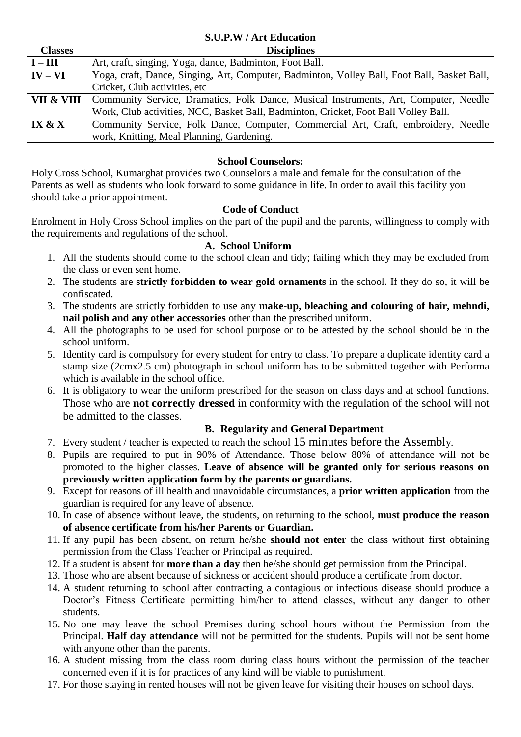### S.U.P.W / Art Education

| Classes | Disciplines |
|---|---|
| I – III | Art, craft, singing, Yoga, dance, Badminton, Foot Ball. |
| IV – VI | Yoga, craft, Dance, Singing, Art, Computer, Badminton, Volley Ball, Foot Ball, Basket Ball, Cricket, Club activities, etc |
| VII & VIII | Community Service, Dramatics, Folk Dance, Musical Instruments, Art, Computer, Needle Work, Club activities, NCC, Basket Ball, Badminton, Cricket, Foot Ball Volley Ball. |
| IX & X | Community Service, Folk Dance, Computer, Commercial Art, Craft, embroidery, Needle work, Knitting, Meal Planning, Gardening. |

### School Counselors:

Holy Cross School, Kumarghat provides two Counselors a male and female for the consultation of the Parents as well as students who look forward to some guidance in life. In order to avail this facility you should take a prior appointment.

### Code of Conduct

Enrolment in Holy Cross School implies on the part of the pupil and the parents, willingness to comply with the requirements and regulations of the school.

#### A. School Uniform

1. All the students should come to the school clean and tidy; failing which they may be excluded from the class or even sent home.
2. The students are **strictly forbidden to wear gold ornaments** in the school. If they do so, it will be confiscated.
3. The students are strictly forbidden to use any **make-up, bleaching and colouring of hair, mehndi, nail polish and any other accessories** other than the prescribed uniform.
4. All the photographs to be used for school purpose or to be attested by the school should be in the school uniform.
5. Identity card is compulsory for every student for entry to class. To prepare a duplicate identity card a stamp size (2cmx2.5 cm) photograph in school uniform has to be submitted together with Performa which is available in the school office.
6. It is obligatory to wear the uniform prescribed for the season on class days and at school functions. Those who are **not correctly dressed** in conformity with the regulation of the school will not be admitted to the classes.

#### B. Regularity and General Department

7. Every student / teacher is expected to reach the school 15 minutes before the Assembly.
8. Pupils are required to put in 90% of Attendance. Those below 80% of attendance will not be promoted to the higher classes. **Leave of absence will be granted only for serious reasons on previously written application form by the parents or guardians.**
9. Except for reasons of ill health and unavoidable circumstances, a **prior written application** from the guardian is required for any leave of absence.
10. In case of absence without leave, the students, on returning to the school, **must produce the reason of absence certificate from his/her Parents or Guardian.**
11. If any pupil has been absent, on return he/she **should not enter** the class without first obtaining permission from the Class Teacher or Principal as required.
12. If a student is absent for **more than a day** then he/she should get permission from the Principal.
13. Those who are absent because of sickness or accident should produce a certificate from doctor.
14. A student returning to school after contracting a contagious or infectious disease should produce a Doctor's Fitness Certificate permitting him/her to attend classes, without any danger to other students.
15. No one may leave the school Premises during school hours without the Permission from the Principal. **Half day attendance** will not be permitted for the students. Pupils will not be sent home with anyone other than the parents.
16. A student missing from the class room during class hours without the permission of the teacher concerned even if it is for practices of any kind will be viable to punishment.
17. For those staying in rented houses will not be given leave for visiting their houses on school days.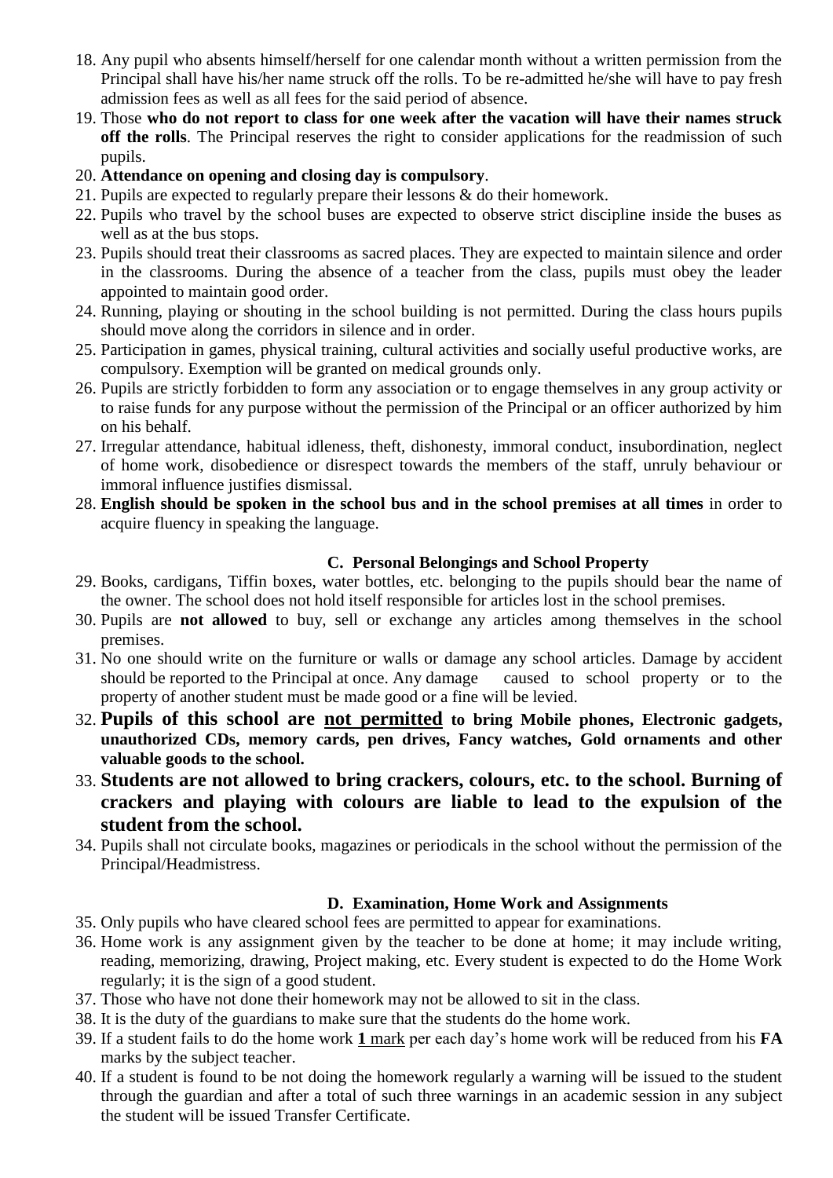18. Any pupil who absents himself/herself for one calendar month without a written permission from the Principal shall have his/her name struck off the rolls. To be re-admitted he/she will have to pay fresh admission fees as well as all fees for the said period of absence.
19. Those **who do not report to class for one week after the vacation will have their names struck off the rolls**. The Principal reserves the right to consider applications for the readmission of such pupils.
20. **Attendance on opening and closing day is compulsory**.
21. Pupils are expected to regularly prepare their lessons & do their homework.
22. Pupils who travel by the school buses are expected to observe strict discipline inside the buses as well as at the bus stops.
23. Pupils should treat their classrooms as sacred places. They are expected to maintain silence and order in the classrooms. During the absence of a teacher from the class, pupils must obey the leader appointed to maintain good order.
24. Running, playing or shouting in the school building is not permitted. During the class hours pupils should move along the corridors in silence and in order.
25. Participation in games, physical training, cultural activities and socially useful productive works, are compulsory. Exemption will be granted on medical grounds only.
26. Pupils are strictly forbidden to form any association or to engage themselves in any group activity or to raise funds for any purpose without the permission of the Principal or an officer authorized by him on his behalf.
27. Irregular attendance, habitual idleness, theft, dishonesty, immoral conduct, insubordination, neglect of home work, disobedience or disrespect towards the members of the staff, unruly behaviour or immoral influence justifies dismissal.
28. **English should be spoken in the school bus and in the school premises at all times** in order to acquire fluency in speaking the language.

### C. Personal Belongings and School Property

29. Books, cardigans, Tiffin boxes, water bottles, etc. belonging to the pupils should bear the name of the owner. The school does not hold itself responsible for articles lost in the school premises.
30. Pupils are **not allowed** to buy, sell or exchange any articles among themselves in the school premises.
31. No one should write on the furniture or walls or damage any school articles. Damage by accident should be reported to the Principal at once. Any damage caused to school property or to the property of another student must be made good or a fine will be levied.
32. **Pupils of this school are <u>not permitted</u> to bring Mobile phones, Electronic gadgets, unauthorized CDs, memory cards, pen drives, Fancy watches, Gold ornaments and other valuable goods to the school.**
33. **Students are not allowed to bring crackers, colours, etc. to the school. Burning of crackers and playing with colours are liable to lead to the expulsion of the student from the school.**
34. Pupils shall not circulate books, magazines or periodicals in the school without the permission of the Principal/Headmistress.

### D. Examination, Home Work and Assignments

35. Only pupils who have cleared school fees are permitted to appear for examinations.
36. Home work is any assignment given by the teacher to be done at home; it may include writing, reading, memorizing, drawing, Project making, etc. Every student is expected to do the Home Work regularly; it is the sign of a good student.
37. Those who have not done their homework may not be allowed to sit in the class.
38. It is the duty of the guardians to make sure that the students do the home work.
39. If a student fails to do the home work <u>**1** mark</u> per each day's home work will be reduced from his **FA** marks by the subject teacher.
40. If a student is found to be not doing the homework regularly a warning will be issued to the student through the guardian and after a total of such three warnings in an academic session in any subject the student will be issued Transfer Certificate.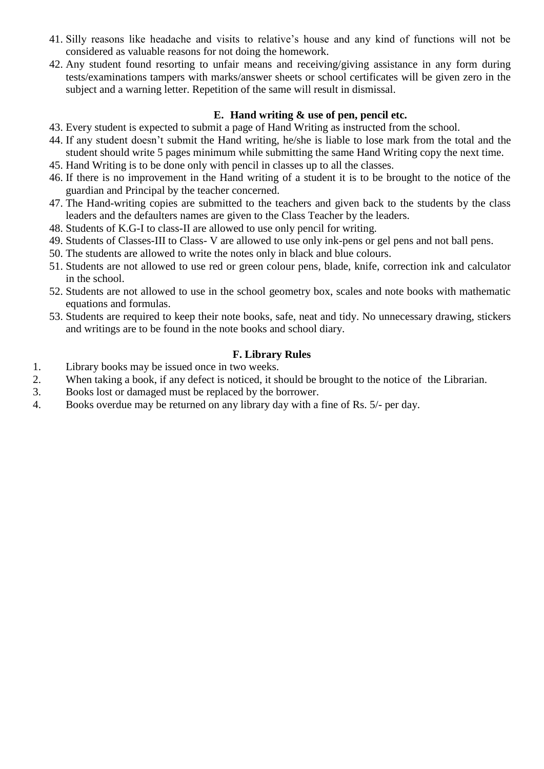41. Silly reasons like headache and visits to relative's house and any kind of functions will not be considered as valuable reasons for not doing the homework.
42. Any student found resorting to unfair means and receiving/giving assistance in any form during tests/examinations tampers with marks/answer sheets or school certificates will be given zero in the subject and a warning letter. Repetition of the same will result in dismissal.

### E. Hand writing & use of pen, pencil etc.

43. Every student is expected to submit a page of Hand Writing as instructed from the school.
44. If any student doesn't submit the Hand writing, he/she is liable to lose mark from the total and the student should write 5 pages minimum while submitting the same Hand Writing copy the next time.
45. Hand Writing is to be done only with pencil in classes up to all the classes.
46. If there is no improvement in the Hand writing of a student it is to be brought to the notice of the guardian and Principal by the teacher concerned.
47. The Hand-writing copies are submitted to the teachers and given back to the students by the class leaders and the defaulters names are given to the Class Teacher by the leaders.
48. Students of K.G-I to class-II are allowed to use only pencil for writing.
49. Students of Classes-III to Class- V are allowed to use only ink-pens or gel pens and not ball pens.
50. The students are allowed to write the notes only in black and blue colours.
51. Students are not allowed to use red or green colour pens, blade, knife, correction ink and calculator in the school.
52. Students are not allowed to use in the school geometry box, scales and note books with mathematic equations and formulas.
53. Students are required to keep their note books, safe, neat and tidy. No unnecessary drawing, stickers and writings are to be found in the note books and school diary.

### F. Library Rules

1. Library books may be issued once in two weeks.
2. When taking a book, if any defect is noticed, it should be brought to the notice of the Librarian.
3. Books lost or damaged must be replaced by the borrower.
4. Books overdue may be returned on any library day with a fine of Rs. 5/- per day.